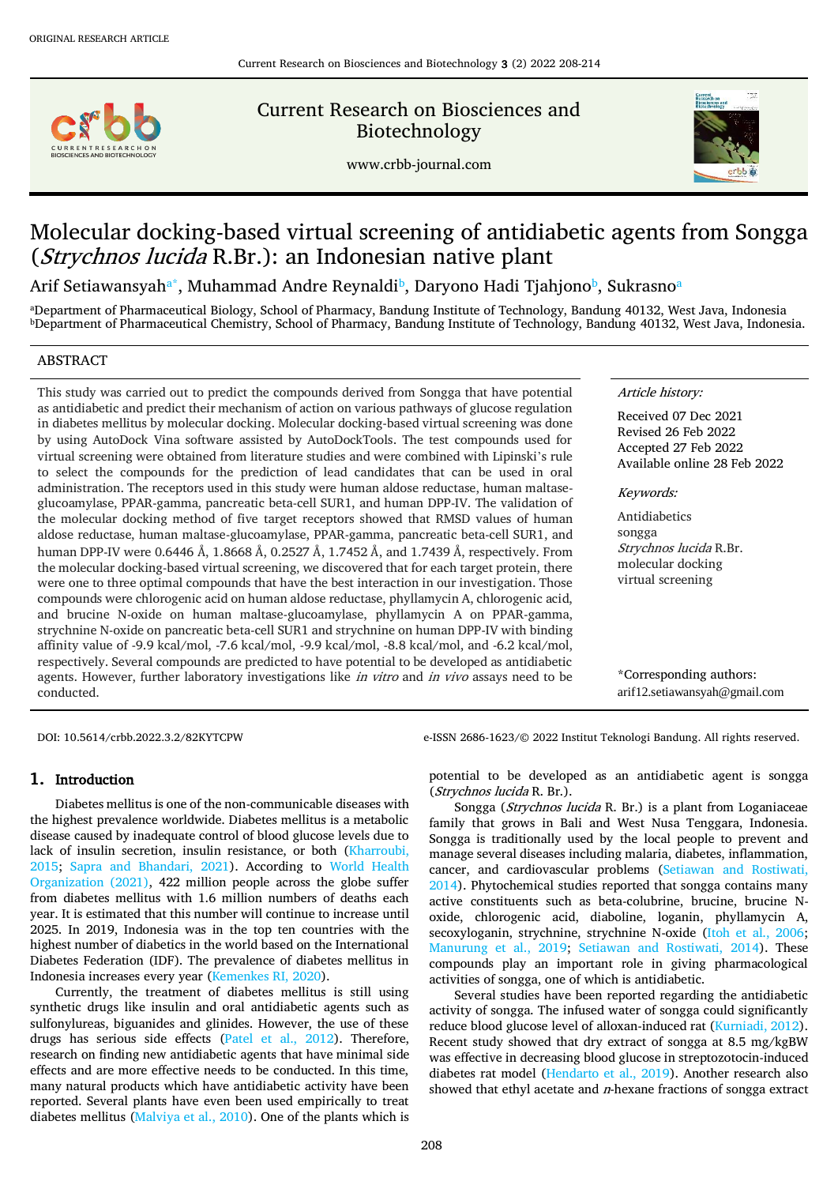ORIGINAL RESEARCH ARTICLE

Current Research on Biosciences and Biotechology

www.crbb-journal.com

# Molecular docking-based virtual screening of antidiabetic agents from Songga (*Strychnos lucida* R.Br.): an Indonesian native plant

Arif Setiawansyah[a*], Muhammad Andre Reynaldi[b], Daryono Hadi Tjahjono[b], Sukrasno[a]

[a]Department of Pharmaceutical Biology, School of Pharmacy, Bandung Institute of Technology, Bandung 40132, West Java, Indonesia
[b]Department of Pharmaceutical Chemistry, School of Pharmacy, Bandung Institute of Technology, Bandung 40132, West Java, Indonesia.

## ABSTRACT

This study was carried out to predict the compounds derived from Songga that have potential as antidiabetic and predict their mechanism of action on various pathways of glucose regulation in diabetes mellitus by molecular docking. Molecular docking-based virtual screening was done by using AutoDock Vina software assisted by AutoDockTools. The test compounds used for virtual screening were obtained from literature studies and were combined with Lipinski's rule to select the compounds for the prediction of lead candidates that can be used in oral administration. The receptors used in this study were human aldose reductase, human maltase-glucoamylase, PPAR-gamma, pancreatic beta-cell SUR1, and human DPP-IV. The validation of the molecular docking method of five target receptors showed that RMSD values of human aldose reductase, human maltase-glucoamylase, PPAR-gamma, pancreatic beta-cell SUR1, and human DPP-IV were 0.6446 Å, 1.8668 Å, 0.2527 Å, 1.7452 Å, and 1.7439 Å, respectively. From the molecular docking-based virtual screening, we discovered that for each target protein, there were one to three optimal compounds that have the best interaction in our investigation. Those compounds were chlorogenic acid on human aldose reductase, phyllamycin A, chlorogenic acid, and brucine N-oxide on human maltase-glucoamylase, phyllamycin A on PPAR-gamma, strychnine N-oxide on pancreatic beta-cell SUR1 and strychnine on human DPP-IV with binding affinity value of -9.9 kcal/mol, -7.6 kcal/mol, -9.9 kcal/mol, -8.8 kcal/mol, and -6.2 kcal/mol, respectively. Several compounds are predicted to have potential to be developed as antidiabetic agents. However, further laboratory investigations like *in vitro* and *in vivo* assays need to be conducted.

*Article history:*

Received 07 Dec 2021
Revised 26 Feb 2022
Accepted 27 Feb 2022
Available online 28 Feb 2022

*Keywords:*

Antidiabetics
songga
*Strychnos lucida* R.Br.
molecular docking
virtual screening

*Corresponding authors:
arif12.setiawansyah@gmail.com

DOI: 10.5614/crbb.2022.3.2/82KYTCPW

e-ISSN 2686-1623/© 2022 Institut Teknologi Bandung. All rights reserved.

## 1. Introduction

Diabetes mellitus is one of the non-communicable diseases with the highest prevalence worldwide. Diabetes mellitus is a metabolic disease caused by inadequate control of blood glucose levels due to lack of insulin secretion, insulin resistance, or both (Kharroubi, 2015; Sapra and Bhandari, 2021). According to World Health Organization (2021), 422 million people across the globe suffer from diabetes mellitus with 1.6 million numbers of deaths each year. It is estimated that this number will continue to increase until 2025. In 2019, Indonesia was in the top ten countries with the highest number of diabetics in the world based on the International Diabetes Federation (IDF). The prevalence of diabetes mellitus in Indonesia increases every year (Kemenkes RI, 2020).

Currently, the treatment of diabetes mellitus is still using synthetic drugs like insulin and oral antidiabetic agents such as sulfonylureas, biguanides and glinides. However, the use of these drugs has serious side effects (Patel et al., 2012). Therefore, research on finding new antidiabetic agents that have minimal side effects and are more effective needs to be conducted. In this time, many natural products which have antidiabetic activity have been reported. Several plants have even been used empirically to treat diabetes mellitus (Malviya et al., 2010). One of the plants which is potential to be developed as an antidiabetic agent is songga (*Strychnos lucida* R. Br.).

Songga (*Strychnos lucida* R. Br.) is a plant from Loganiaceae family that grows in Bali and West Nusa Tenggara, Indonesia. Songga is traditionally used by the local people to prevent and manage several diseases including malaria, diabetes, inflammation, cancer, and cardiovascular problems (Setiawan and Rostiwati, 2014). Phytochemical studies reported that songga contains many active constituents such as beta-colubrine, brucine, brucine N-oxide, chlorogenic acid, diaboline, loganin, phyllamycin A, secoxyloganin, strychnine, strychnine N-oxide (Itoh et al., 2006; Manurung et al., 2019; Setiawan and Rostiwati, 2014). These compounds play an important role in giving pharmacological activities of songga, one of which is antidiabetic.

Several studies have been reported regarding the antidiabetic activity of songga. The infused water of songga could significantly reduce blood glucose level of alloxan-induced rat (Kurniadi, 2012). Recent study showed that dry extract of songga at 8.5 mg/kgBW was effective in decreasing blood glucose in streptozotocin-induced diabetes rat model (Hendarto et al., 2019). Another research also showed that ethyl acetate and *n*-hexane fractions of songga extract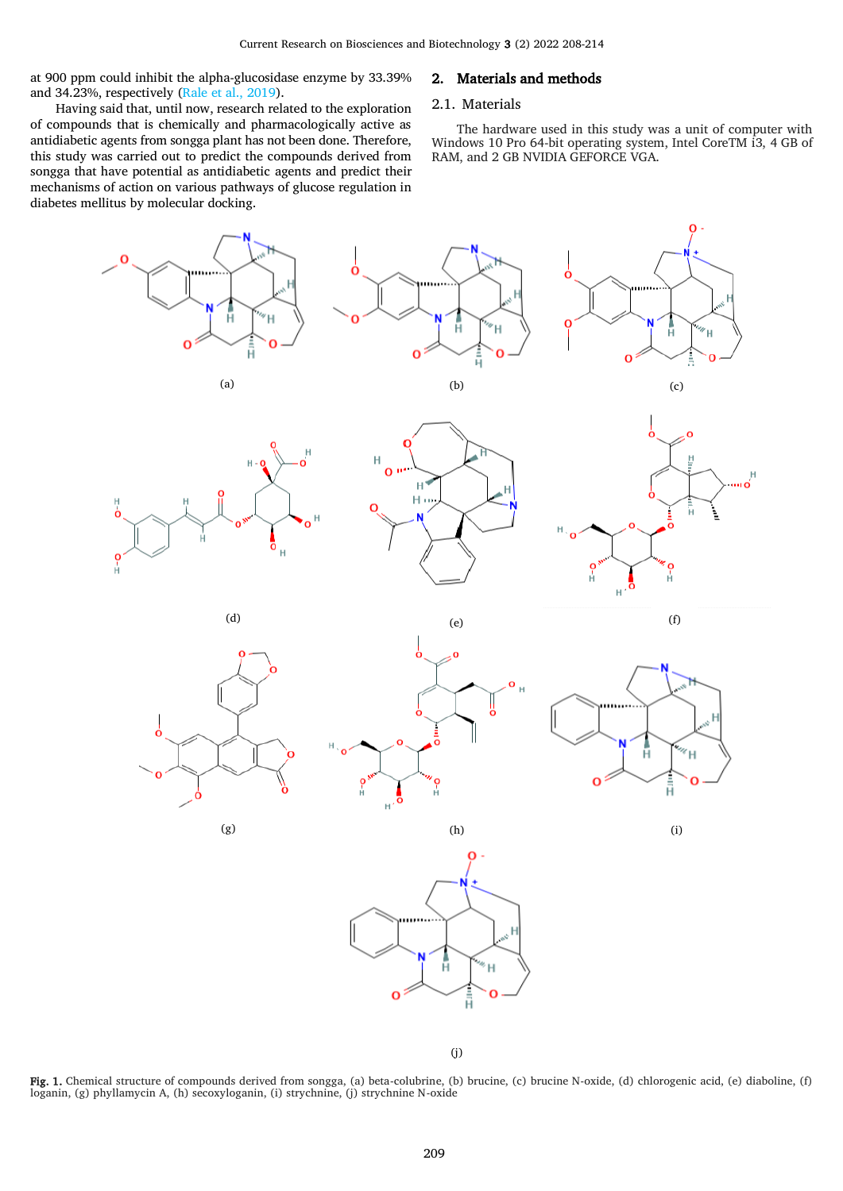at 900 ppm could inhibit the alpha-glucosidase enzyme by 33.39% and 34.23%, respectively (Rale et al., 2019).

Having said that, until now, research related to the exploration of compounds that is chemically and pharmacologically active as antidiabetic agents from songga plant has not been done. Therefore, this study was carried out to predict the compounds derived from songga that have potential as antidiabetic agents and predict their mechanisms of action on various pathways of glucose regulation in diabetes mellitus by molecular docking.

## 2. Materials and methods

### 2.1. Materials

The hardware used in this study was a unit of computer with Windows 10 Pro 64-bit operating system, Intel CoreTM i3, 4 GB of RAM, and 2 GB NVIDIA GEFORCE VGA.

**Fig. 1.** Chemical structure of compounds derived from songga, (a) beta-colubrine, (b) brucine, (c) brucine N-oxide, (d) chlorogenic acid, (e) diaboline, (f) loganin, (g) phyllamycin A, (h) secoxyloganin, (i) strychnine, (j) strychnine N-oxide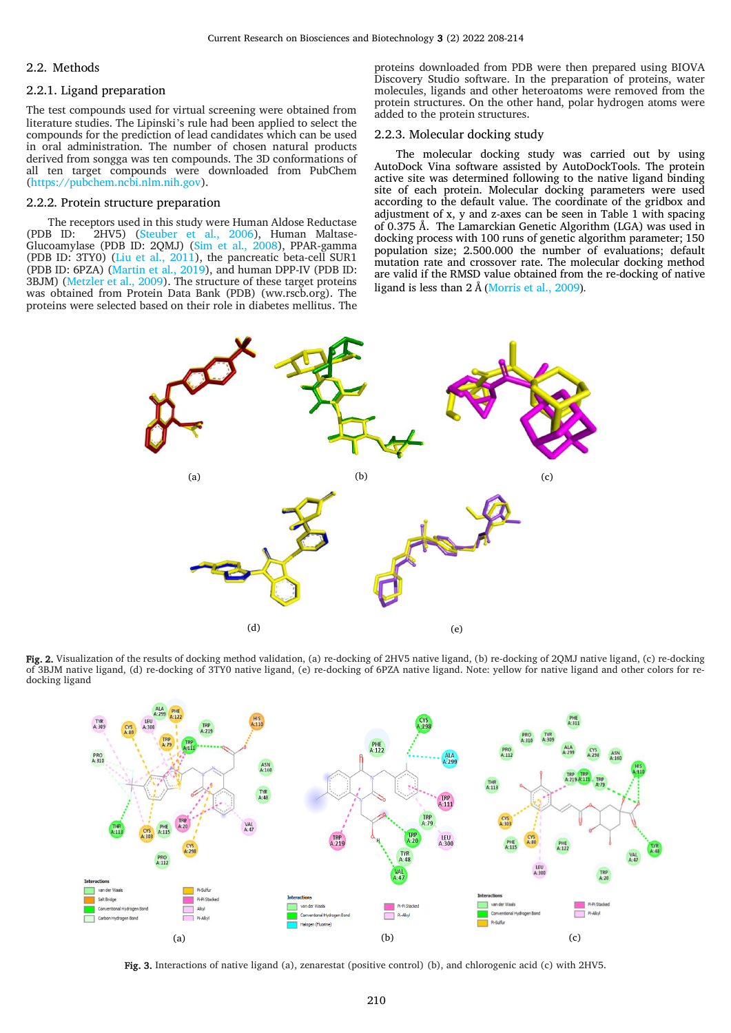## 2.2. Methods

### 2.2.1. Ligand preparation

The test compounds used for virtual screening were obtained from literature studies. The Lipinski's rule had been applied to select the compounds for the prediction of lead candidates which can be used in oral administration. The number of chosen natural products derived from songga was ten compounds. The 3D conformations of all ten target compounds were downloaded from PubChem (https://pubchem.ncbi.nlm.nih.gov).

### 2.2.2. Protein structure preparation

The receptors used in this study were Human Aldose Reductase (PDB ID: 2HV5) (Steuber et al., 2006), Human Maltase-Glucoamylase (PDB ID: 2QMJ) (Sim et al., 2008), PPAR-gamma (PDB ID: 3TY0) (Liu et al., 2011), the pancreatic beta-cell SUR1 (PDB ID: 6PZA) (Martin et al., 2019), and human DPP-IV (PDB ID: 3BJM) (Metzler et al., 2009). The structure of these target proteins was obtained from Protein Data Bank (PDB) (ww.rscb.org). The proteins were selected based on their role in diabetes mellitus. The proteins downloaded from PDB were then prepared using BIOVA Discovery Studio software. In the preparation of proteins, water molecules, ligands and other heteroatoms were removed from the protein structures. On the other hand, polar hydrogen atoms were added to the protein structures.

### 2.2.3. Molecular docking study

The molecular docking study was carried out by using AutoDock Vina software assisted by AutoDockTools. The protein active site was determined following to the native ligand binding site of each protein. Molecular docking parameters were used according to the default value. The coordinate of the gridbox and adjustment of x, y and z-axes can be seen in Table 1 with spacing of 0.375 Å. The Lamarckian Genetic Algorithm (LGA) was used in docking process with 100 runs of genetic algorithm parameter; 150 population size; 2.500.000 the number of evaluations; default mutation rate and crossover rate. The molecular docking method are valid if the RMSD value obtained from the re-docking of native ligand is less than 2 Å (Morris et al., 2009).

**Fig. 2.** Visualization of the results of docking method validation, (a) re-docking of 2HV5 native ligand, (b) re-docking of 2QMJ native ligand, (c) re-docking of 3BJM native ligand, (d) re-docking of 3TY0 native ligand, (e) re-docking of 6PZA native ligand. Note: yellow for native ligand and other colors for re-docking ligand

**Fig. 3.** Interactions of native ligand (a), zenarestat (positive control) (b), and chlorogenic acid (c) with 2HV5.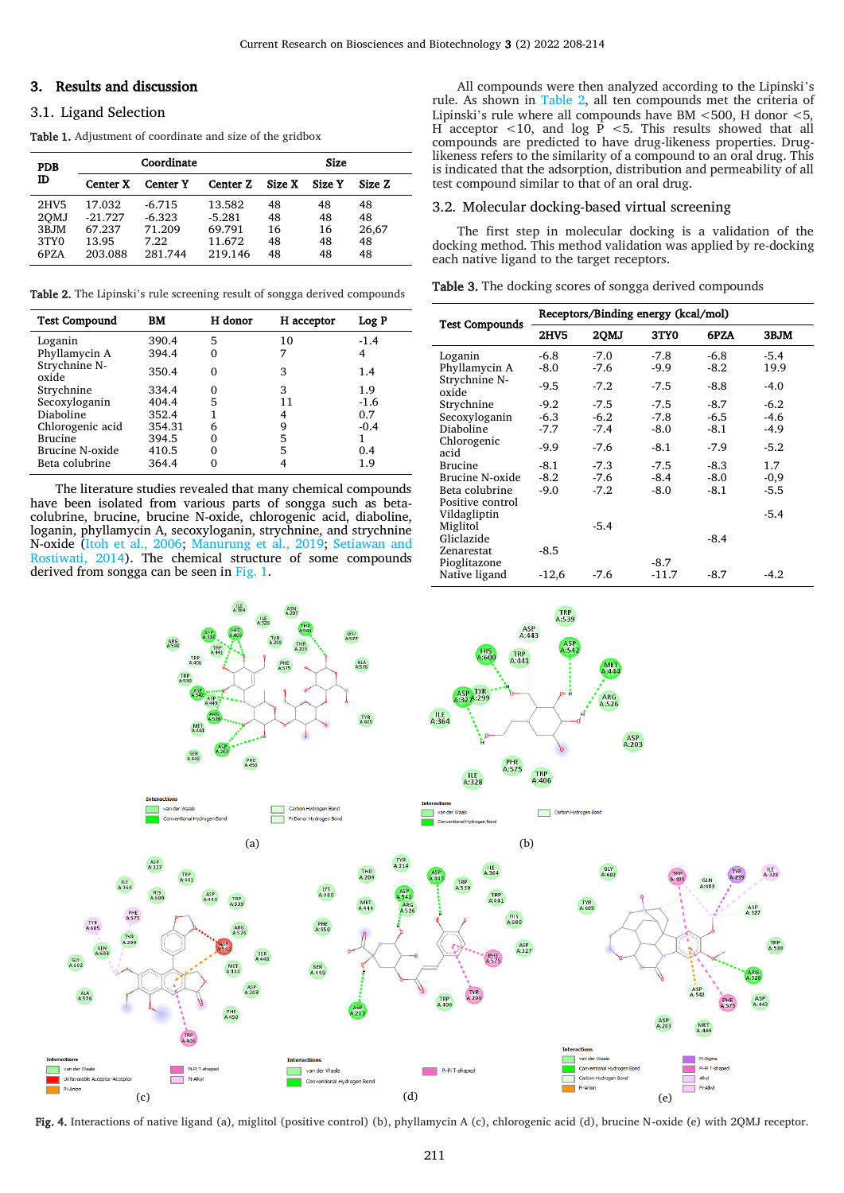## 3. Results and discussion

### 3.1. Ligand Selection

**Table 1.** Adjustment of coordinate and size of the gridbox

| PDB ID | Coordinate | | | Size | | |
|---|---|---|---|---|---|---|
| | Center X | Center Y | Center Z | Size X | Size Y | Size Z |
| 2HV5 | 17.032 | -6.715 | 13.582 | 48 | 48 | 48 |
| 2QMJ | -21.727 | -6.323 | -5.281 | 48 | 48 | 48 |
| 3BJM | 67.237 | 71.209 | 69.791 | 16 | 16 | 26,67 |
| 3TY0 | 13.95 | 7.22 | 11.672 | 48 | 48 | 48 |
| 6PZA | 203.088 | 281.744 | 219.146 | 48 | 48 | 48 |

**Table 2.** The Lipinski's rule screening result of songga derived compounds

| Test Compound | BM | H donor | H acceptor | Log P |
|---|---|---|---|---|
| Loganin | 390.4 | 5 | 10 | -1.4 |
| Phyllamycin A | 394.4 | 0 | 7 | 4 |
| Strychnine N-oxide | 350.4 | 0 | 3 | 1.4 |
| Strychnine | 334.4 | 0 | 3 | 1.9 |
| Secoxyloganin | 404.4 | 5 | 11 | -1.6 |
| Diaboline | 352.4 | 1 | 4 | 0.7 |
| Chlorogenic acid | 354.31 | 6 | 9 | -0.4 |
| Brucine | 394.5 | 0 | 5 | 1 |
| Brucine N-oxide | 410.5 | 0 | 5 | 0.4 |
| Beta colubrine | 364.4 | 0 | 4 | 1.9 |

The literature studies revealed that many chemical compounds have been isolated from various parts of songga such as beta-colubrine, brucine, brucine N-oxide, chlorogenic acid, diaboline, loganin, phyllamycin A, secoxyloganin, strychnine, and strychnine N-oxide (Itoh et al., 2006; Manurung et al., 2019; Setiawan and Rostiwati, 2014). The chemical structure of some compounds derived from songga can be seen in Fig. 1.

All compounds were then analyzed according to the Lipinski's rule. As shown in Table 2, all ten compounds met the criteria of Lipinski's rule where all compounds have BM <500, H donor <5, H acceptor <10, and log P <5. This results showed that all compounds are predicted to have drug-likeness properties. Drug-likeness refers to the similarity of a compound to an oral drug. This is indicated that the adsorption, distribution and permeability of all test compound similar to that of an oral drug.

### 3.2. Molecular docking-based virtual screening

The first step in molecular docking is a validation of the docking method. This method validation was applied by re-docking each native ligand to the target receptors.

**Table 3.** The docking scores of songga derived compounds

| Test Compounds | Receptors/Binding energy (kcal/mol) | | | | |
|---|---|---|---|---|---|
| | 2HV5 | 2QMJ | 3TY0 | 6PZA | 3BJM |
| Loganin | -6.8 | -7.0 | -7.8 | -6.8 | -5.4 |
| Phyllamycin A | -8.0 | -7.6 | -9.9 | -8.2 | 19.9 |
| Strychnine N-oxide | -9.5 | -7.2 | -7.5 | -8.8 | -4.0 |
| Strychnine | -9.2 | -7.5 | -7.5 | -8.7 | -6.2 |
| Secoxyloganin | -6.3 | -6.2 | -7.8 | -6.5 | -4.6 |
| Diaboline | -7.7 | -7.4 | -8.0 | -8.1 | -4.9 |
| Chlorogenic acid | -9.9 | -7.6 | -8.1 | -7.9 | -5.2 |
| Brucine | -8.1 | -7.3 | -7.5 | -8.3 | 1.7 |
| Brucine N-oxide | -8.2 | -7.6 | -8.4 | -8.0 | -0,9 |
| Beta colubrine | -9.0 | -7.2 | -8.0 | -8.1 | -5.5 |
| Positive control | | | | | |
| Vildagliptin | | | | | -5.4 |
| Miglitol | | -5.4 | | | |
| Gliclazide | | | | -8.4 | |
| Zenarestat | -8.5 | | | | |
| Pioglitazone | | | -8.7 | | |
| Native ligand | -12,6 | -7.6 | -11.7 | -8.7 | -4.2 |

**Fig. 4.** Interactions of native ligand (a), miglitol (positive control) (b), phyllamycin A (c), chlorogenic acid (d), brucine N-oxide (e) with 2QMJ receptor.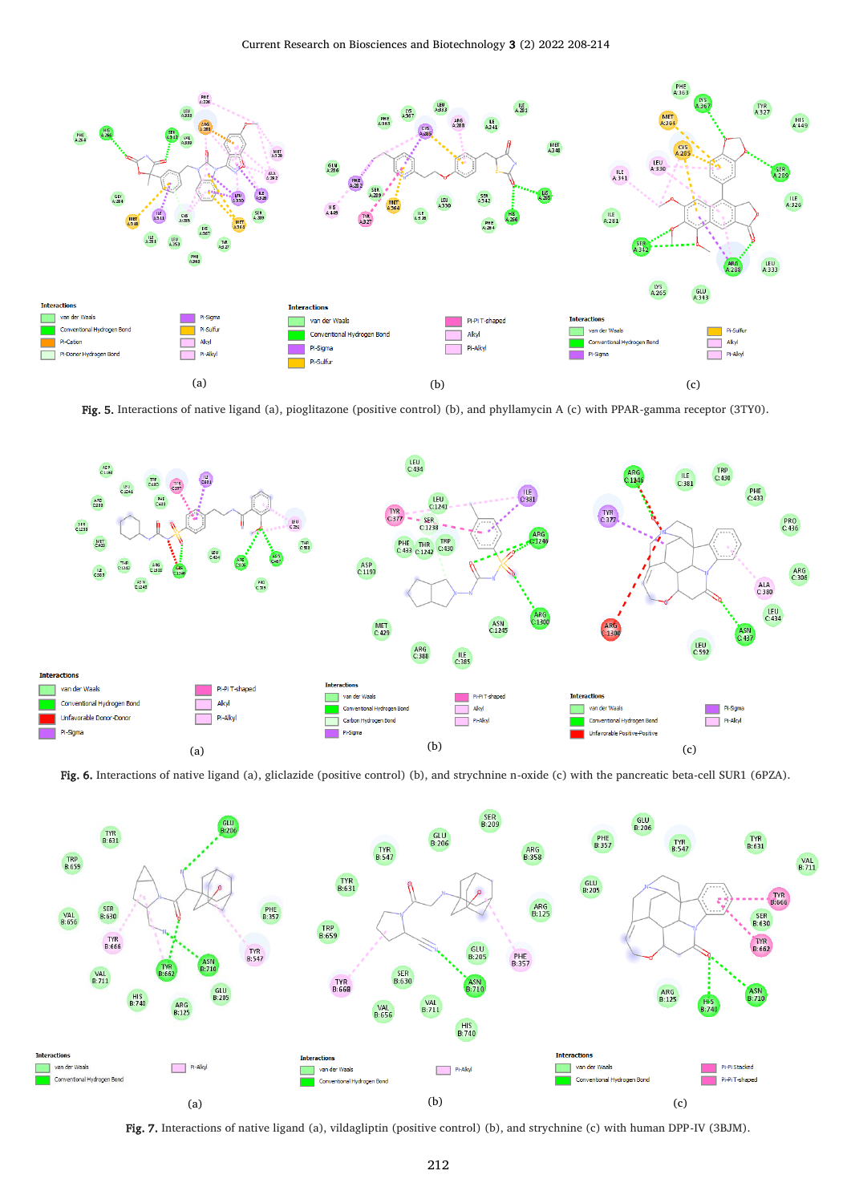**Fig. 5.** Interactions of native ligand (a), pioglitazone (positive control) (b), and phyllamycin A (c) with PPAR-gamma receptor (3TY0).

**Fig. 6.** Interactions of native ligand (a), gliclazide (positive control) (b), and strychnine n-oxide (c) with the pancreatic beta-cell SUR1 (6PZA).

**Fig. 7.** Interactions of native ligand (a), vildagliptin (positive control) (b), and strychnine (c) with human DPP-IV (3BJM).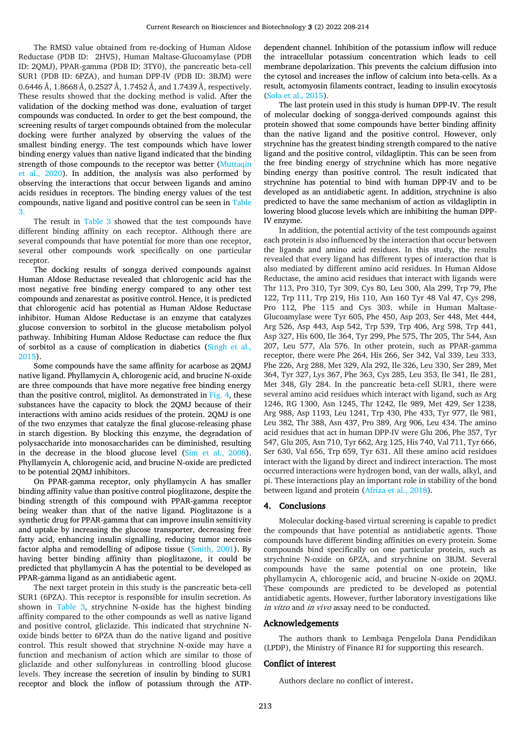The RMSD value obtained from re-docking of Human Aldose Reductase (PDB ID: 2HV5), Human Maltase-Glucoamylase (PDB ID: 2QMJ), PPAR-gamma (PDB ID: 3TY0), the pancreatic beta-cell SUR1 (PDB ID: 6PZA), and human DPP-IV (PDB ID: 3BJM) were 0.6446 Å, 1.8668 Å, 0.2527 Å, 1.7452 Å, and 1.7439 Å, respectively. These results showed that the docking method is valid. After the validation of the docking method was done, evaluation of target compounds was conducted. In order to get the best compound, the screening results of target compounds obtained from the molecular docking were further analyzed by observing the values of the smallest binding energy. The test compounds which have lower binding energy values than native ligand indicated that the binding strength of those compounds to the receptor was better (Muttaqin et al., 2020). In addition, the analysis was also performed by observing the interactions that occur between ligands and amino acids residues in receptors. The binding energy values of the test compounds, native ligand and positive control can be seen in Table 3.

The result in Table 3 showed that the test compounds have different binding affinity on each receptor. Although there are several compounds that have potential for more than one receptor, several other compounds work specifically on one particular receptor.

The docking results of songga derived compounds against Human Aldose Reductase revealed that chlorogenic acid has the most negative free binding energy compared to any other test compounds and zenarestat as positive control. Hence, it is predicted that chlorogenic acid has potential as Human Aldose Reductase inhibitor. Human Aldose Reductase is an enzyme that catalyzes glucose conversion to sorbitol in the glucose metabolism polyol pathway. Inhibiting Human Aldose Reductase can reduce the flux of sorbitol as a cause of complication in diabetics (Singh et al., 2015).

Some compounds have the same affinity for acarbose as 2QMJ native ligand. Phyllamycin A, chlorogenic acid, and brucine N-oxide are three compounds that have more negative free binding energy than the positive control, miglitol. As demonstrated in Fig. 4, these substances have the capacity to block the 2QMJ because of their interactions with amino acids residues of the protein. 2QMJ is one of the two enzymes that catalyze the final glucose-releasing phase in starch digestion. By blocking this enzyme, the degradation of polysaccharide into monosaccharides can be diminished, resulting in the decrease in the blood glucose level (Sim et al., 2008). Phyllamycin A, chlorogenic acid, and brucine N-oxide are predicted to be potential 2QMJ inhibitors.

On PPAR-gamma receptor, only phyllamycin A has smaller binding affinity value than positive control pioglitazone, despite the binding strength of this compound with PPAR-gamma receptor being weaker than that of the native ligand. Pioglitazone is a synthetic drug for PPAR-gamma that can improve insulin sensitivity and uptake by increasing the glucose transporter, decreasing free fatty acid, enhancing insulin signalling, reducing tumor necrosis factor alpha and remodelling of adipose tissue (Smith, 2001). By having better binding affinity than pioglitazone, it could be predicted that phyllamycin A has the potential to be developed as PPAR-gamma ligand as an antidiabetic agent.

The next target protein in this study is the pancreatic beta-cell SUR1 (6PZA). This receptor is responsible for insulin secretion. As shown in Table 3, strychnine N-oxide has the highest binding affinity compared to the other compounds as well as native ligand and positive control, gliclazide. This indicated that strychnine N-oxide binds better to 6PZA than do the native ligand and positive control. This result showed that strychnine N-oxide may have a function and mechanism of action which are similar to those of gliclazide and other sulfonylureas in controlling blood glucose levels. They increase the secretion of insulin by binding to SUR1 receptor and block the inflow of potassium through the ATP-dependent channel. Inhibition of the potassium inflow will reduce the intracellular potassium concentration which leads to cell membrane depolarization. This prevents the calcium diffusion into the cytosol and increases the inflow of calcium into beta-cells. As a result, actomyosin filaments contract, leading to insulin exocytosis (Sola et al., 2015).

The last protein used in this study is human DPP-IV. The result of molecular docking of songga-derived compounds against this protein showed that some compounds have better binding affinity than the native ligand and the positive control. However, only strychnine has the greatest binding strength compared to the native ligand and the positive control, vildagliptin. This can be seen from the free binding energy of strychnine which has more negative binding energy than positive control. The result indicated that strychnine has potential to bind with human DPP-IV and to be developed as an antidiabetic agent. In addition, strychnine is also predicted to have the same mechanism of action as vildagliptin in lowering blood glucose levels which are inhibiting the human DPP-IV enzyme.

In addition, the potential activity of the test compounds against each protein is also influenced by the interaction that occur between the ligands and amino acid residues. In this study, the results revealed that every ligand has different types of interaction that is also mediated by different amino acid residues. In Human Aldose Reductase, the amino acid residues that interact with ligands were Thr 113, Pro 310, Tyr 309, Cys 80, Leu 300, Ala 299, Trp 79, Phe 122, Trp 111, Trp 219, His 110, Asn 160 Tyr 48 Val 47, Cys 298, Pro 112, Phe 115 and Cys 303. while in Human Maltase-Glucoamylase were Tyr 605, Phe 450, Asp 203, Ser 448, Met 444, Arg 526, Asp 443, Asp 542, Trp 539, Trp 406, Arg 598, Trp 441, Asp 327, His 600, Ile 364, Tyr 299, Phe 575, Thr 205, Thr 544, Asn 207, Leu 577, Ala 576. In other protein, such as PPAR-gamma receptor, there were Phe 264, His 266, Ser 342, Val 339, Leu 333, Phe 226, Arg 288, Met 329, Ala 292, Ile 326, Leu 330, Ser 289, Met 364, Tyr 327, Lys 367, Phe 363, Cys 285, Leu 353, Ile 341, Ile 281, Met 348, Gly 284. In the pancreatic beta-cell SUR1, there were several amino acid residues which interact with ligand, such as Arg 1246, RG 1300, Asn 1245, Thr 1242, Ile 989, Met 429, Ser 1238, Arg 988, Asp 1193, Leu 1241, Trp 430, Phe 433, Tyr 977, Ile 981, Leu 382, Thr 388, Asn 437, Pro 389, Arg 906, Leu 434. The amino acid residues that act in human DPP-IV were Glu 206, Phe 357, Tyr 547, Glu 205, Asn 710, Tyr 662, Arg 125, His 740, Val 711, Tyr 666, Ser 630, Val 656, Trp 659, Tyr 631. All these amino acid residues interact with the ligand by direct and indirect interaction. The most occurred interactions were hydrogen bond, van der walls, alkyl, and pi. These interactions play an important role in stability of the bond between ligand and protein (Afriza et al., 2018).

## 4. Conclusions

Molecular docking-based virtual screening is capable to predict the compounds that have potential as antidiabetic agents. Those compounds have different binding affinities on every protein. Some compounds bind specifically on one particular protein, such as strychnine N-oxide on 6PZA, and strychnine on 3BJM. Several compounds have the same potential on one protein, like phyllamycin A, chlorogenic acid, and brucine N-oxide on 2QMJ. These compounds are predicted to be developed as potential antidiabetic agents. However, further laboratory investigations like *in vitro* and *in vivo* assay need to be conducted.

## Acknowledgements

The authors thank to Lembaga Pengelola Dana Pendidikan (LPDP), the Ministry of Finance RI for supporting this research.

## Conflict of interest

Authors declare no conflict of interest.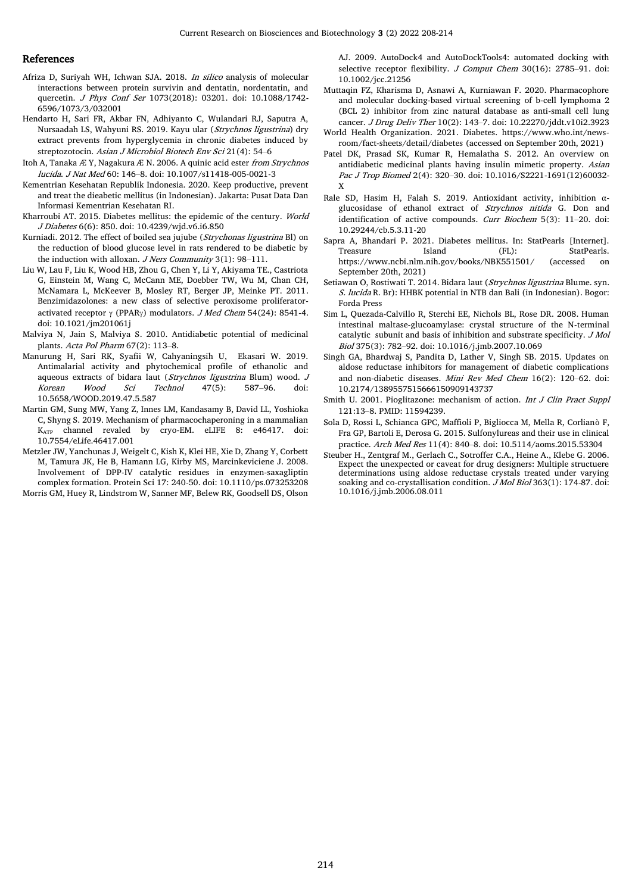## References

Afriza D, Suriyah WH, Ichwan SJA. 2018. *In silico* analysis of molecular interactions between protein survivin and dentatin, nordentatin, and quercetin. *J Phys Conf Ser* 1073(2018): 03201. doi: 10.1088/1742-6596/1073/3/032001

Hendarto H, Sari FR, Akbar FN, Adhiyanto C, Wulandari RJ, Saputra A, Nursaadah LS, Wahyuni RS. 2019. Kayu ular (*Strychnos ligustrina*) dry extract prevents from hyperglycemia in chronic diabetes induced by streptozotocin. *Asian J Microbiol Biotech Env Sci* 21(4): 54–6

Itoh A, Tanaka Æ Y, Nagakura Æ N. 2006. A quinic acid ester *from Strychnos lucida*. *J Nat Med* 60: 146–8. doi: 10.1007/s11418-005-0021-3

Kementrian Kesehatan Republik Indonesia. 2020. Keep productive, prevent and treat the dieabetic mellitus (in Indonesian). Jakarta: Pusat Data Dan Informasi Kementrian Kesehatan RI.

Kharroubi AT. 2015. Diabetes mellitus: the epidemic of the century. *World J Diabetes* 6(6): 850. doi: 10.4239/wjd.v6.i6.850

Kurniadi. 2012. The effect of boiled sea jujube (*Strychonas ligustrina* Bl) on the reduction of blood glucose level in rats rendered to be diabetic by the induction with alloxan. *J Ners Community* 3(1): 98–111.

Liu W, Lau F, Liu K, Wood HB, Zhou G, Chen Y, Li Y, Akiyama TE., Castriota G, Einstein M, Wang C, McCann ME, Doebber TW, Wu M, Chan CH, McNamara L, McKeever B, Mosley RT, Berger JP, Meinke PT. 2011. Benzimidazolones: a new class of selective peroxisome proliferator-activated receptor γ (PPARγ) modulators. *J Med Chem* 54(24): 8541-4. doi: 10.1021/jm201061j

Malviya N, Jain S, Malviya S. 2010. Antidiabetic potential of medicinal plants. *Acta Pol Pharm* 67(2): 113–8.

Manurung H, Sari RK, Syafii W, Cahyaningsih U, Ekasari W. 2019. Antimalarial activity and phytochemical profile of ethanolic and aqueous extracts of bidara laut (*Strychnos ligustrina* Blum) wood. *J Korean Wood Sci Technol* 47(5): 587–96. doi: 10.5658/WOOD.2019.47.5.587

Martin GM, Sung MW, Yang Z, Innes LM, Kandasamy B, David LL, Yoshioka C, Shyng S. 2019. Mechanism of pharmacochaperoning in a mammalian $K_{ATP}$ channel revaled by cryo-EM. eLIFE 8: e46417. doi: 10.7554/eLife.46417.001

Metzler JW, Yanchunas J, Weigelt C, Kish K, Klei HE, Xie D, Zhang Y, Corbett M, Tamura JK, He B, Hamann LG, Kirby MS, Marcinkeviciene J. 2008. Involvement of DPP-IV catalytic residues in enzymen-saxagliptin complex formation. Protein Sci 17: 240-50. doi: 10.1110/ps.073253208

Morris GM, Huey R, Lindstrom W, Sanner MF, Belew RK, Goodsell DS, Olson AJ. 2009. AutoDock4 and AutoDockTools4: automated docking with selective receptor flexibility. *J Comput Chem* 30(16): 2785–91. doi: 10.1002/jcc.21256

Muttaqin FZ, Kharisma D, Asnawi A, Kurniawan F. 2020. Pharmacophore and molecular docking-based virtual screening of b-cell lymphoma 2 (BCL 2) inhibitor from zinc natural database as anti-small cell lung cancer. *J Drug Deliv Ther* 10(2): 143–7. doi: 10.22270/jddt.v10i2.3923

World Health Organization. 2021. Diabetes. https://www.who.int/news-room/fact-sheets/detail/diabetes (accessed on September 20th, 2021)

Patel DK, Prasad SK, Kumar R, Hemalatha S. 2012. An overview on antidiabetic medicinal plants having insulin mimetic property. *Asian Pac J Trop Biomed* 2(4): 320–30. doi: 10.1016/S2221-1691(12)60032-X

Rale SD, Hasim H, Falah S. 2019. Antioxidant activity, inhibition α-glucosidase of ethanol extract of *Strychnos nitida* G. Don and identification of active compounds. *Curr Biochem* 5(3): 11–20. doi: 10.29244/cb.5.3.11-20

Sapra A, Bhandari P. 2021. Diabetes mellitus. In: StatPearls [Internet]. Treasure Island (FL): StatPearls. https://www.ncbi.nlm.nih.gov/books/NBK551501/ (accessed on September 20th, 2021)

Setiawan O, Rostiwati T. 2014. Bidara laut (*Strychnos ligustrina* Blume. syn. *S. lucida* R. Br): HHBK potential in NTB dan Bali (in Indonesian). Bogor: Forda Press

Sim L, Quezada-Calvillo R, Sterchi EE, Nichols BL, Rose DR. 2008. Human intestinal maltase-glucoamylase: crystal structure of the N-terminal catalytic subunit and basis of inhibition and substrate specificity. *J Mol Biol* 375(3): 782–92. doi: 10.1016/j.jmb.2007.10.069

Singh GA, Bhardwaj S, Pandita D, Lather V, Singh SB. 2015. Updates on aldose reductase inhibitors for management of diabetic complications and non-diabetic diseases. *Mini Rev Med Chem* 16(2): 120–62. doi: 10.2174/1389557515666150909143737

Smith U. 2001. Pioglitazone: mechanism of action. *Int J Clin Pract Suppl* 121:13–8. PMID: 11594239.

Sola D, Rossi L, Schianca GPC, Maffioli P, Bigliocca M, Mella R, Corlianò F, Fra GP, Bartoli E, Derosa G. 2015. Sulfonylureas and their use in clinical practice. *Arch Med Res* 11(4): 840–8. doi: 10.5114/aoms.2015.53304

Steuber H., Zentgraf M., Gerlach C., Sotroffer C.A., Heine A., Klebe G. 2006. Expect the unexpected or caveat for drug designers: Multiple structuere determinations using aldose reductase crystals treated under varying soaking and co-crystallisation condition. *J Mol Biol* 363(1): 174-87. doi: 10.1016/j.jmb.2006.08.011